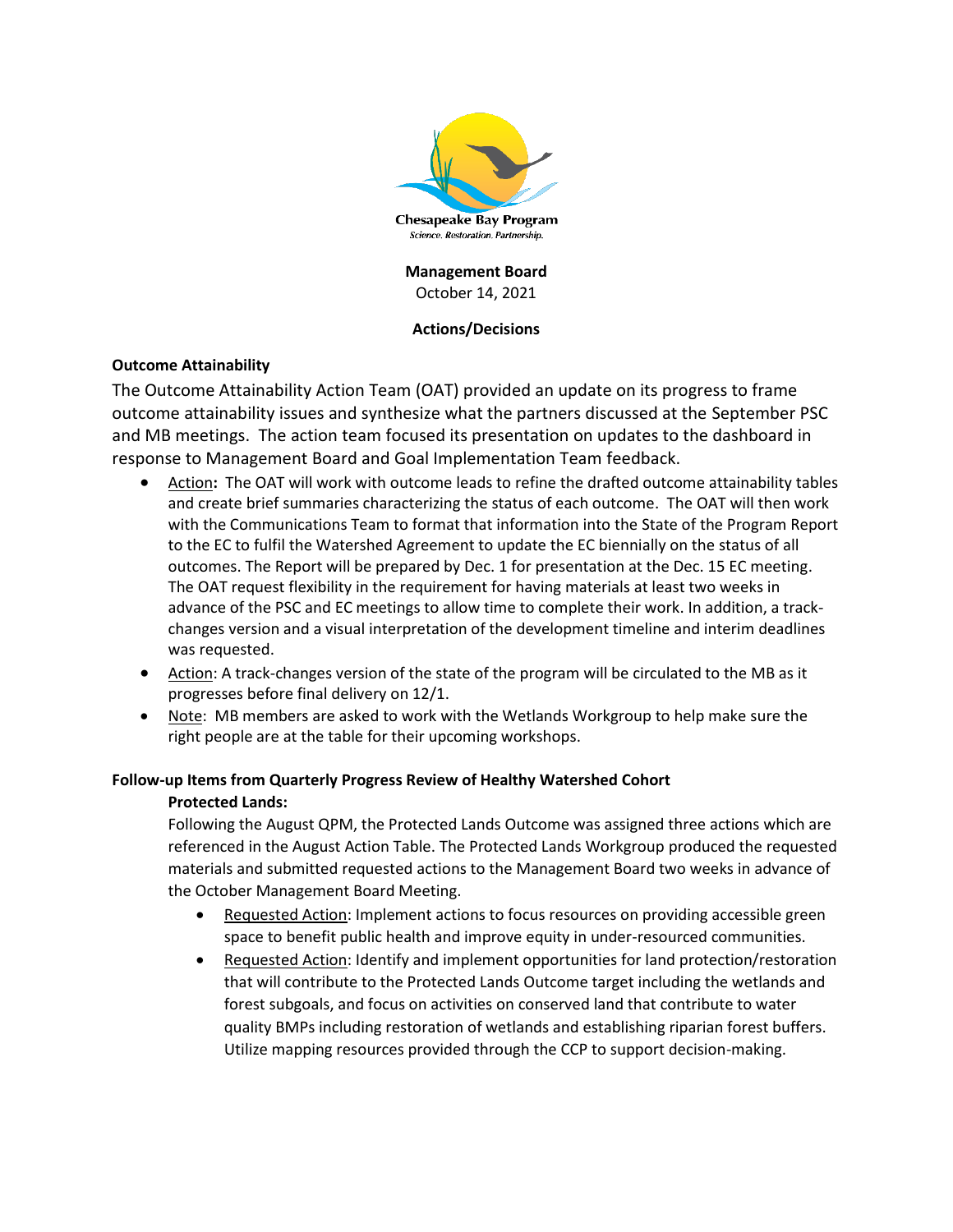Chesapeake Bay Program

*Science. Restoration. Partnership.*

**Management Board**

October 14, 2021

**Actions/Decisions**

## Outcome Attainability

The Outcome Attainability Action Team (OAT) provided an update on its progress to frame outcome attainability issues and synthesize what the partners discussed at the September PSC and MB meetings. The action team focused its presentation on updates to the dashboard in response to Management Board and Goal Implementation Team feedback.

- Action**:** The OAT will work with outcome leads to refine the drafted outcome attainability tables and create brief summaries characterizing the status of each outcome. The OAT will then work with the Communications Team to format that information into the State of the Program Report to the EC to fulfil the Watershed Agreement to update the EC biennially on the status of all outcomes. The Report will be prepared by Dec. 1 for presentation at the Dec. 15 EC meeting. The OAT request flexibility in the requirement for having materials at least two weeks in advance of the PSC and EC meetings to allow time to complete their work. In addition, a track-changes version and a visual interpretation of the development timeline and interim deadlines was requested.
- Action: A track-changes version of the state of the program will be circulated to the MB as it progresses before final delivery on 12/1.
- Note: MB members are asked to work with the Wetlands Workgroup to help make sure the right people are at the table for their upcoming workshops.

## Follow-up Items from Quarterly Progress Review of Healthy Watershed Cohort

### Protected Lands:

Following the August QPM, the Protected Lands Outcome was assigned three actions which are referenced in the August Action Table. The Protected Lands Workgroup produced the requested materials and submitted requested actions to the Management Board two weeks in advance of the October Management Board Meeting.

- Requested Action: Implement actions to focus resources on providing accessible green space to benefit public health and improve equity in under-resourced communities.
- Requested Action: Identify and implement opportunities for land protection/restoration that will contribute to the Protected Lands Outcome target including the wetlands and forest subgoals, and focus on activities on conserved land that contribute to water quality BMPs including restoration of wetlands and establishing riparian forest buffers. Utilize mapping resources provided through the CCP to support decision-making.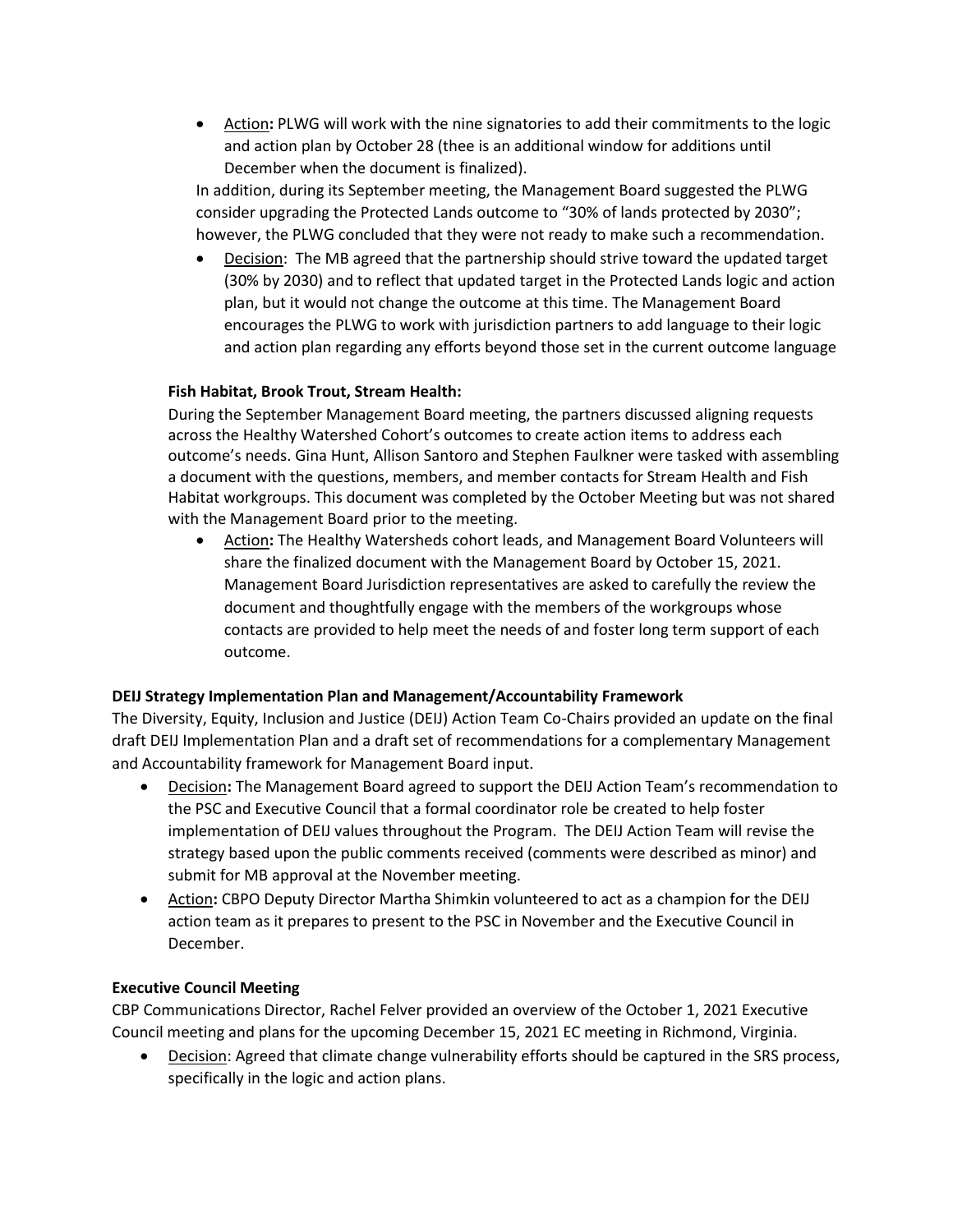- <u>Action</u>**:** PLWG will work with the nine signatories to add their commitments to the logic and action plan by October 28 (thee is an additional window for additions until December when the document is finalized).

In addition, during its September meeting, the Management Board suggested the PLWG consider upgrading the Protected Lands outcome to "30% of lands protected by 2030"; however, the PLWG concluded that they were not ready to make such a recommendation.

- <u>Decision</u>: The MB agreed that the partnership should strive toward the updated target (30% by 2030) and to reflect that updated target in the Protected Lands logic and action plan, but it would not change the outcome at this time. The Management Board encourages the PLWG to work with jurisdiction partners to add language to their logic and action plan regarding any efforts beyond those set in the current outcome language

**Fish Habitat, Brook Trout, Stream Health:**

During the September Management Board meeting, the partners discussed aligning requests across the Healthy Watershed Cohort's outcomes to create action items to address each outcome's needs. Gina Hunt, Allison Santoro and Stephen Faulkner were tasked with assembling a document with the questions, members, and member contacts for Stream Health and Fish Habitat workgroups. This document was completed by the October Meeting but was not shared with the Management Board prior to the meeting.

- <u>Action</u>**:** The Healthy Watersheds cohort leads, and Management Board Volunteers will share the finalized document with the Management Board by October 15, 2021. Management Board Jurisdiction representatives are asked to carefully the review the document and thoughtfully engage with the members of the workgroups whose contacts are provided to help meet the needs of and foster long term support of each outcome.

**DEIJ Strategy Implementation Plan and Management/Accountability Framework**

The Diversity, Equity, Inclusion and Justice (DEIJ) Action Team Co-Chairs provided an update on the final draft DEIJ Implementation Plan and a draft set of recommendations for a complementary Management and Accountability framework for Management Board input.

- <u>Decision</u>**:** The Management Board agreed to support the DEIJ Action Team's recommendation to the PSC and Executive Council that a formal coordinator role be created to help foster implementation of DEIJ values throughout the Program. The DEIJ Action Team will revise the strategy based upon the public comments received (comments were described as minor) and submit for MB approval at the November meeting.
- <u>Action</u>**:** CBPO Deputy Director Martha Shimkin volunteered to act as a champion for the DEIJ action team as it prepares to present to the PSC in November and the Executive Council in December.

**Executive Council Meeting**

CBP Communications Director, Rachel Felver provided an overview of the October 1, 2021 Executive Council meeting and plans for the upcoming December 15, 2021 EC meeting in Richmond, Virginia.

- <u>Decision</u>: Agreed that climate change vulnerability efforts should be captured in the SRS process, specifically in the logic and action plans.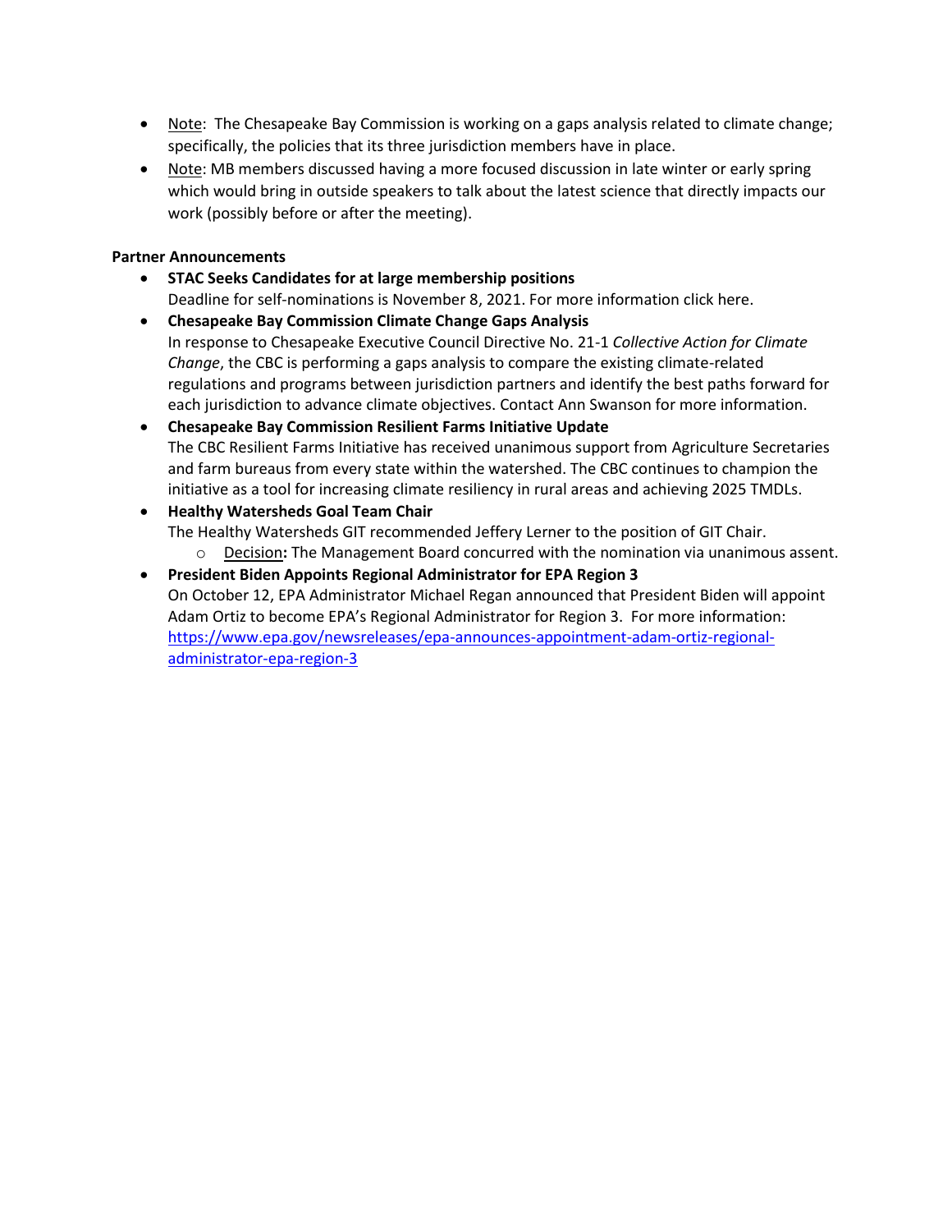- Note: The Chesapeake Bay Commission is working on a gaps analysis related to climate change; specifically, the policies that its three jurisdiction members have in place.
- Note: MB members discussed having a more focused discussion in late winter or early spring which would bring in outside speakers to talk about the latest science that directly impacts our work (possibly before or after the meeting).

**Partner Announcements**

- **STAC Seeks Candidates for at large membership positions**
  Deadline for self-nominations is November 8, 2021. For more information click here.
- **Chesapeake Bay Commission Climate Change Gaps Analysis**
  In response to Chesapeake Executive Council Directive No. 21-1 *Collective Action for Climate Change*, the CBC is performing a gaps analysis to compare the existing climate-related regulations and programs between jurisdiction partners and identify the best paths forward for each jurisdiction to advance climate objectives. Contact Ann Swanson for more information.
- **Chesapeake Bay Commission Resilient Farms Initiative Update**
  The CBC Resilient Farms Initiative has received unanimous support from Agriculture Secretaries and farm bureaus from every state within the watershed. The CBC continues to champion the initiative as a tool for increasing climate resiliency in rural areas and achieving 2025 TMDLs.
- **Healthy Watersheds Goal Team Chair**
  The Healthy Watersheds GIT recommended Jeffery Lerner to the position of GIT Chair.
  - Decision**:** The Management Board concurred with the nomination via unanimous assent.
- **President Biden Appoints Regional Administrator for EPA Region 3**
  On October 12, EPA Administrator Michael Regan announced that President Biden will appoint Adam Ortiz to become EPA's Regional Administrator for Region 3. For more information: https://www.epa.gov/newsreleases/epa-announces-appointment-adam-ortiz-regional-administrator-epa-region-3